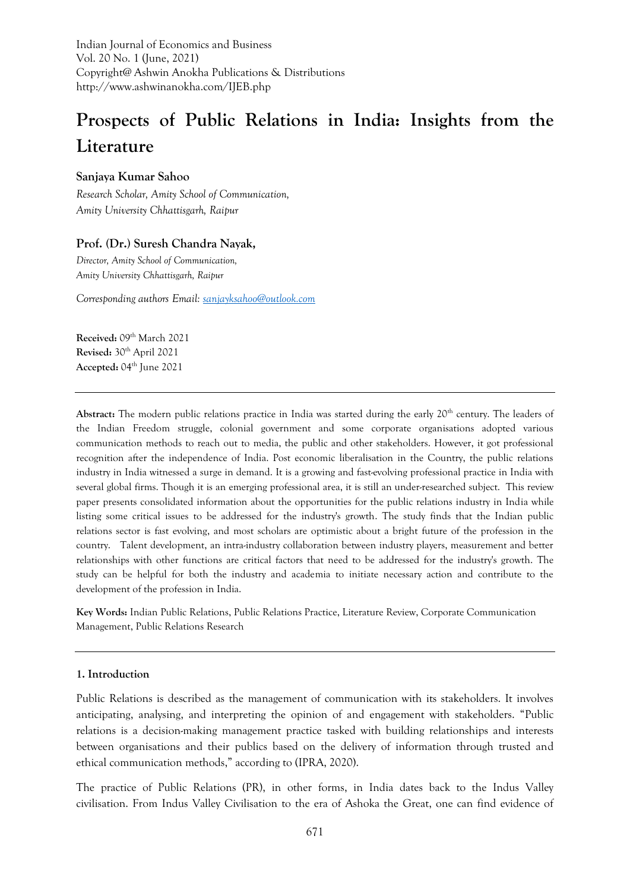# Prospects of Public Relations in India: Insights from the Literature

**Sanjaya Kumar Sahoo**

*Research Scholar, Amity School of Communication,*
*Amity University Chhattisgarh, Raipur*

**Prof. (Dr.) Suresh Chandra Nayak,**

*Director, Amity School of Communication,*
*Amity University Chhattisgarh, Raipur*

*Corresponding authors Email: sanjayksahoo@outlook.com*

**Received:** 09th March 2021
**Revised:** 30th April 2021
**Accepted:** 04th June 2021

---

**Abstract:** The modern public relations practice in India was started during the early 20th century. The leaders of the Indian Freedom struggle, colonial government and some corporate organisations adopted various communication methods to reach out to media, the public and other stakeholders. However, it got professional recognition after the independence of India. Post economic liberalisation in the Country, the public relations industry in India witnessed a surge in demand. It is a growing and fast-evolving professional practice in India with several global firms. Though it is an emerging professional area, it is still an under-researched subject. This review paper presents consolidated information about the opportunities for the public relations industry in India while listing some critical issues to be addressed for the industry's growth. The study finds that the Indian public relations sector is fast evolving, and most scholars are optimistic about a bright future of the profession in the country. Talent development, an intra-industry collaboration between industry players, measurement and better relationships with other functions are critical factors that need to be addressed for the industry's growth. The study can be helpful for both the industry and academia to initiate necessary action and contribute to the development of the profession in India.

**Key Words:** Indian Public Relations, Public Relations Practice, Literature Review, Corporate Communication Management, Public Relations Research

---

## 1. Introduction

Public Relations is described as the management of communication with its stakeholders. It involves anticipating, analysing, and interpreting the opinion of and engagement with stakeholders. "Public relations is a decision-making management practice tasked with building relationships and interests between organisations and their publics based on the delivery of information through trusted and ethical communication methods," according to (IPRA, 2020).

The practice of Public Relations (PR), in other forms, in India dates back to the Indus Valley civilisation. From Indus Valley Civilisation to the era of Ashoka the Great, one can find evidence of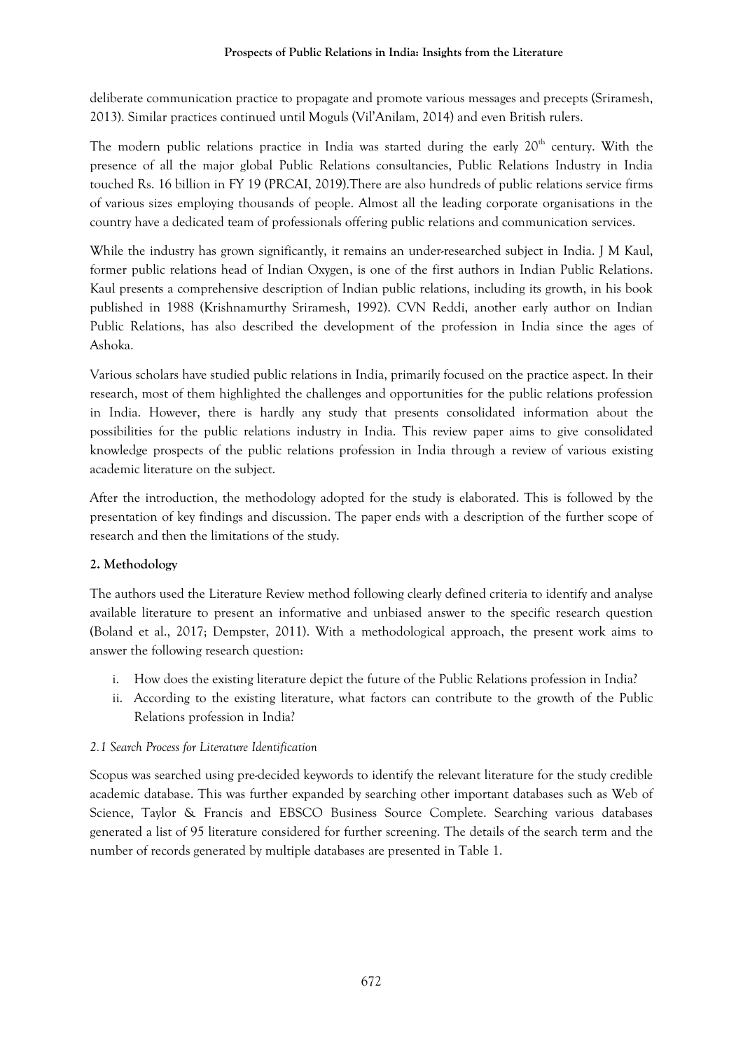deliberate communication practice to propagate and promote various messages and precepts (Sriramesh, 2013). Similar practices continued until Moguls (Vil'Anilam, 2014) and even British rulers.

The modern public relations practice in India was started during the early 20th century. With the presence of all the major global Public Relations consultancies, Public Relations Industry in India touched Rs. 16 billion in FY 19 (PRCAI, 2019).There are also hundreds of public relations service firms of various sizes employing thousands of people. Almost all the leading corporate organisations in the country have a dedicated team of professionals offering public relations and communication services.

While the industry has grown significantly, it remains an under-researched subject in India. J M Kaul, former public relations head of Indian Oxygen, is one of the first authors in Indian Public Relations. Kaul presents a comprehensive description of Indian public relations, including its growth, in his book published in 1988 (Krishnamurthy Sriramesh, 1992). CVN Reddi, another early author on Indian Public Relations, has also described the development of the profession in India since the ages of Ashoka.

Various scholars have studied public relations in India, primarily focused on the practice aspect. In their research, most of them highlighted the challenges and opportunities for the public relations profession in India. However, there is hardly any study that presents consolidated information about the possibilities for the public relations industry in India. This review paper aims to give consolidated knowledge prospects of the public relations profession in India through a review of various existing academic literature on the subject.

After the introduction, the methodology adopted for the study is elaborated. This is followed by the presentation of key findings and discussion. The paper ends with a description of the further scope of research and then the limitations of the study.

## 2. Methodology

The authors used the Literature Review method following clearly defined criteria to identify and analyse available literature to present an informative and unbiased answer to the specific research question (Boland et al., 2017; Dempster, 2011). With a methodological approach, the present work aims to answer the following research question:

i. How does the existing literature depict the future of the Public Relations profession in India?
ii. According to the existing literature, what factors can contribute to the growth of the Public Relations profession in India?

### *2.1 Search Process for Literature Identification*

Scopus was searched using pre-decided keywords to identify the relevant literature for the study credible academic database. This was further expanded by searching other important databases such as Web of Science, Taylor & Francis and EBSCO Business Source Complete. Searching various databases generated a list of 95 literature considered for further screening. The details of the search term and the number of records generated by multiple databases are presented in Table 1.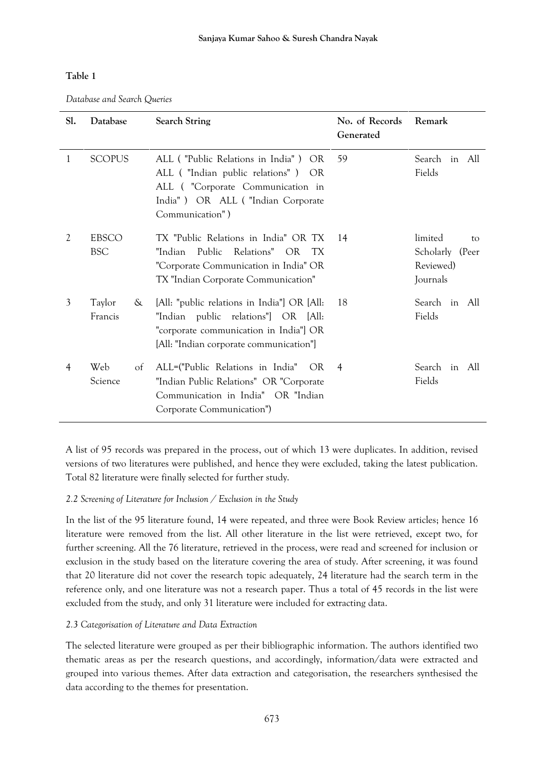**Table 1**

*Database and Search Queries*

| Sl. | Database | Search String | No. of Records Generated | Remark |
|---|---|---|---|---|
| 1 | SCOPUS | ALL ( "Public Relations in India" ) OR ALL ( "Indian public relations" ) OR ALL ( "Corporate Communication in India" ) OR ALL ( "Indian Corporate Communication" ) | 59 | Search in All Fields |
| 2 | EBSCO BSC | TX "Public Relations in India" OR TX "Indian Public Relations" OR TX "Corporate Communication in India" OR TX "Indian Corporate Communication" | 14 | limited to Scholarly (Peer Reviewed) Journals |
| 3 | Taylor & Francis | [All: "public relations in India"] OR [All: "Indian public relations"] OR [All: "corporate communication in India"] OR [All: "Indian corporate communication"] | 18 | Search in All Fields |
| 4 | Web of Science | ALL=("Public Relations in India" OR "Indian Public Relations" OR "Corporate Communication in India" OR "Indian Corporate Communication") | 4 | Search in All Fields |

A list of 95 records was prepared in the process, out of which 13 were duplicates. In addition, revised versions of two literatures were published, and hence they were excluded, taking the latest publication. Total 82 literature were finally selected for further study.

*2.2 Screening of Literature for Inclusion / Exclusion in the Study*

In the list of the 95 literature found, 14 were repeated, and three were Book Review articles; hence 16 literature were removed from the list. All other literature in the list were retrieved, except two, for further screening. All the 76 literature, retrieved in the process, were read and screened for inclusion or exclusion in the study based on the literature covering the area of study. After screening, it was found that 20 literature did not cover the research topic adequately, 24 literature had the search term in the reference only, and one literature was not a research paper. Thus a total of 45 records in the list were excluded from the study, and only 31 literature were included for extracting data.

*2.3 Categorisation of Literature and Data Extraction*

The selected literature were grouped as per their bibliographic information. The authors identified two thematic areas as per the research questions, and accordingly, information/data were extracted and grouped into various themes. After data extraction and categorisation, the researchers synthesised the data according to the themes for presentation.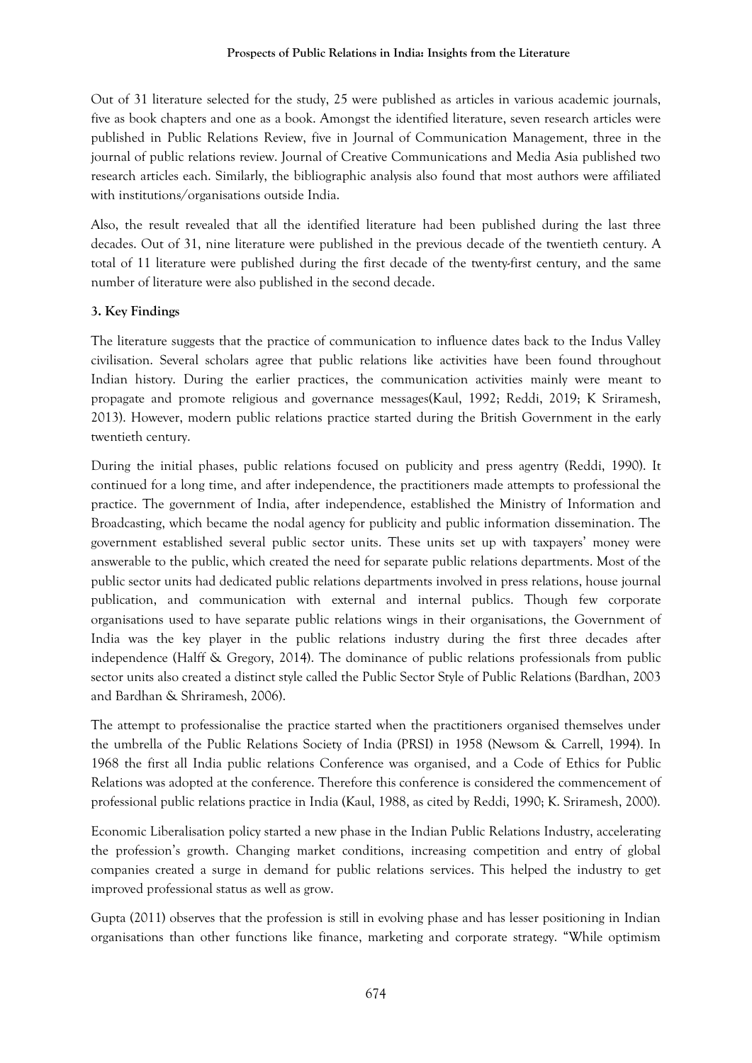Out of 31 literature selected for the study, 25 were published as articles in various academic journals, five as book chapters and one as a book. Amongst the identified literature, seven research articles were published in Public Relations Review, five in Journal of Communication Management, three in the journal of public relations review. Journal of Creative Communications and Media Asia published two research articles each. Similarly, the bibliographic analysis also found that most authors were affiliated with institutions/organisations outside India.

Also, the result revealed that all the identified literature had been published during the last three decades. Out of 31, nine literature were published in the previous decade of the twentieth century. A total of 11 literature were published during the first decade of the twenty-first century, and the same number of literature were also published in the second decade.

### 3. Key Findings

The literature suggests that the practice of communication to influence dates back to the Indus Valley civilisation. Several scholars agree that public relations like activities have been found throughout Indian history. During the earlier practices, the communication activities mainly were meant to propagate and promote religious and governance messages(Kaul, 1992; Reddi, 2019; K Sriramesh, 2013). However, modern public relations practice started during the British Government in the early twentieth century.

During the initial phases, public relations focused on publicity and press agentry (Reddi, 1990). It continued for a long time, and after independence, the practitioners made attempts to professional the practice. The government of India, after independence, established the Ministry of Information and Broadcasting, which became the nodal agency for publicity and public information dissemination. The government established several public sector units. These units set up with taxpayers' money were answerable to the public, which created the need for separate public relations departments. Most of the public sector units had dedicated public relations departments involved in press relations, house journal publication, and communication with external and internal publics. Though few corporate organisations used to have separate public relations wings in their organisations, the Government of India was the key player in the public relations industry during the first three decades after independence (Halff & Gregory, 2014). The dominance of public relations professionals from public sector units also created a distinct style called the Public Sector Style of Public Relations (Bardhan, 2003 and Bardhan & Shriramesh, 2006).

The attempt to professionalise the practice started when the practitioners organised themselves under the umbrella of the Public Relations Society of India (PRSI) in 1958 (Newsom & Carrell, 1994). In 1968 the first all India public relations Conference was organised, and a Code of Ethics for Public Relations was adopted at the conference. Therefore this conference is considered the commencement of professional public relations practice in India (Kaul, 1988, as cited by Reddi, 1990; K. Sriramesh, 2000).

Economic Liberalisation policy started a new phase in the Indian Public Relations Industry, accelerating the profession's growth. Changing market conditions, increasing competition and entry of global companies created a surge in demand for public relations services. This helped the industry to get improved professional status as well as grow.

Gupta (2011) observes that the profession is still in evolving phase and has lesser positioning in Indian organisations than other functions like finance, marketing and corporate strategy. "While optimism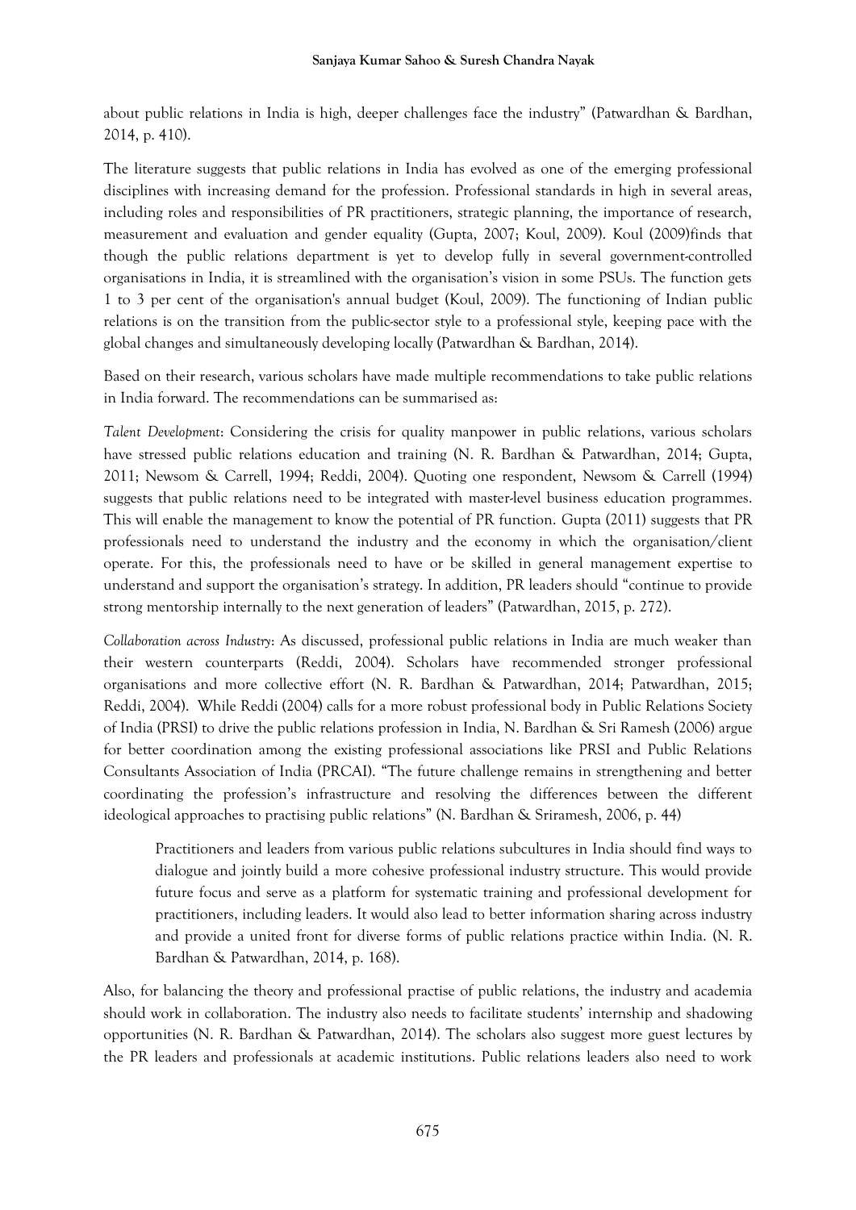about public relations in India is high, deeper challenges face the industry" (Patwardhan & Bardhan, 2014, p. 410).

The literature suggests that public relations in India has evolved as one of the emerging professional disciplines with increasing demand for the profession. Professional standards in high in several areas, including roles and responsibilities of PR practitioners, strategic planning, the importance of research, measurement and evaluation and gender equality (Gupta, 2007; Koul, 2009). Koul (2009)finds that though the public relations department is yet to develop fully in several government-controlled organisations in India, it is streamlined with the organisation's vision in some PSUs. The function gets 1 to 3 per cent of the organisation's annual budget (Koul, 2009). The functioning of Indian public relations is on the transition from the public-sector style to a professional style, keeping pace with the global changes and simultaneously developing locally (Patwardhan & Bardhan, 2014).

Based on their research, various scholars have made multiple recommendations to take public relations in India forward. The recommendations can be summarised as:

*Talent Development*: Considering the crisis for quality manpower in public relations, various scholars have stressed public relations education and training (N. R. Bardhan & Patwardhan, 2014; Gupta, 2011; Newsom & Carrell, 1994; Reddi, 2004). Quoting one respondent, Newsom & Carrell (1994) suggests that public relations need to be integrated with master-level business education programmes. This will enable the management to know the potential of PR function. Gupta (2011) suggests that PR professionals need to understand the industry and the economy in which the organisation/client operate. For this, the professionals need to have or be skilled in general management expertise to understand and support the organisation's strategy. In addition, PR leaders should "continue to provide strong mentorship internally to the next generation of leaders" (Patwardhan, 2015, p. 272).

*Collaboration across Industry*: As discussed, professional public relations in India are much weaker than their western counterparts (Reddi, 2004). Scholars have recommended stronger professional organisations and more collective effort (N. R. Bardhan & Patwardhan, 2014; Patwardhan, 2015; Reddi, 2004). While Reddi (2004) calls for a more robust professional body in Public Relations Society of India (PRSI) to drive the public relations profession in India, N. Bardhan & Sri Ramesh (2006) argue for better coordination among the existing professional associations like PRSI and Public Relations Consultants Association of India (PRCAI). "The future challenge remains in strengthening and better coordinating the profession's infrastructure and resolving the differences between the different ideological approaches to practising public relations" (N. Bardhan & Sriramesh, 2006, p. 44)

> Practitioners and leaders from various public relations subcultures in India should find ways to dialogue and jointly build a more cohesive professional industry structure. This would provide future focus and serve as a platform for systematic training and professional development for practitioners, including leaders. It would also lead to better information sharing across industry and provide a united front for diverse forms of public relations practice within India. (N. R. Bardhan & Patwardhan, 2014, p. 168).

Also, for balancing the theory and professional practise of public relations, the industry and academia should work in collaboration. The industry also needs to facilitate students' internship and shadowing opportunities (N. R. Bardhan & Patwardhan, 2014). The scholars also suggest more guest lectures by the PR leaders and professionals at academic institutions. Public relations leaders also need to work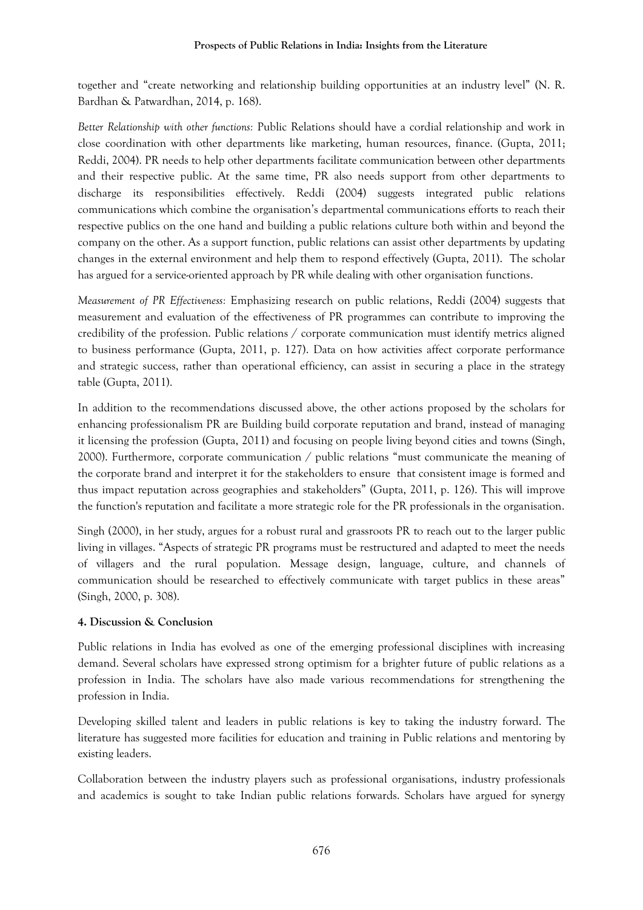together and "create networking and relationship building opportunities at an industry level" (N. R. Bardhan & Patwardhan, 2014, p. 168).

*Better Relationship with other functions:* Public Relations should have a cordial relationship and work in close coordination with other departments like marketing, human resources, finance. (Gupta, 2011; Reddi, 2004). PR needs to help other departments facilitate communication between other departments and their respective public. At the same time, PR also needs support from other departments to discharge its responsibilities effectively. Reddi (2004) suggests integrated public relations communications which combine the organisation's departmental communications efforts to reach their respective publics on the one hand and building a public relations culture both within and beyond the company on the other. As a support function, public relations can assist other departments by updating changes in the external environment and help them to respond effectively (Gupta, 2011). The scholar has argued for a service-oriented approach by PR while dealing with other organisation functions.

*Measurement of PR Effectiveness:* Emphasizing research on public relations, Reddi (2004) suggests that measurement and evaluation of the effectiveness of PR programmes can contribute to improving the credibility of the profession. Public relations / corporate communication must identify metrics aligned to business performance (Gupta, 2011, p. 127). Data on how activities affect corporate performance and strategic success, rather than operational efficiency, can assist in securing a place in the strategy table (Gupta, 2011).

In addition to the recommendations discussed above, the other actions proposed by the scholars for enhancing professionalism PR are Building build corporate reputation and brand, instead of managing it licensing the profession (Gupta, 2011) and focusing on people living beyond cities and towns (Singh, 2000). Furthermore, corporate communication / public relations "must communicate the meaning of the corporate brand and interpret it for the stakeholders to ensure that consistent image is formed and thus impact reputation across geographies and stakeholders" (Gupta, 2011, p. 126). This will improve the function's reputation and facilitate a more strategic role for the PR professionals in the organisation.

Singh (2000), in her study, argues for a robust rural and grassroots PR to reach out to the larger public living in villages. "Aspects of strategic PR programs must be restructured and adapted to meet the needs of villagers and the rural population. Message design, language, culture, and channels of communication should be researched to effectively communicate with target publics in these areas" (Singh, 2000, p. 308).

## 4. Discussion & Conclusion

Public relations in India has evolved as one of the emerging professional disciplines with increasing demand. Several scholars have expressed strong optimism for a brighter future of public relations as a profession in India. The scholars have also made various recommendations for strengthening the profession in India.

Developing skilled talent and leaders in public relations is key to taking the industry forward. The literature has suggested more facilities for education and training in Public relations and mentoring by existing leaders.

Collaboration between the industry players such as professional organisations, industry professionals and academics is sought to take Indian public relations forwards. Scholars have argued for synergy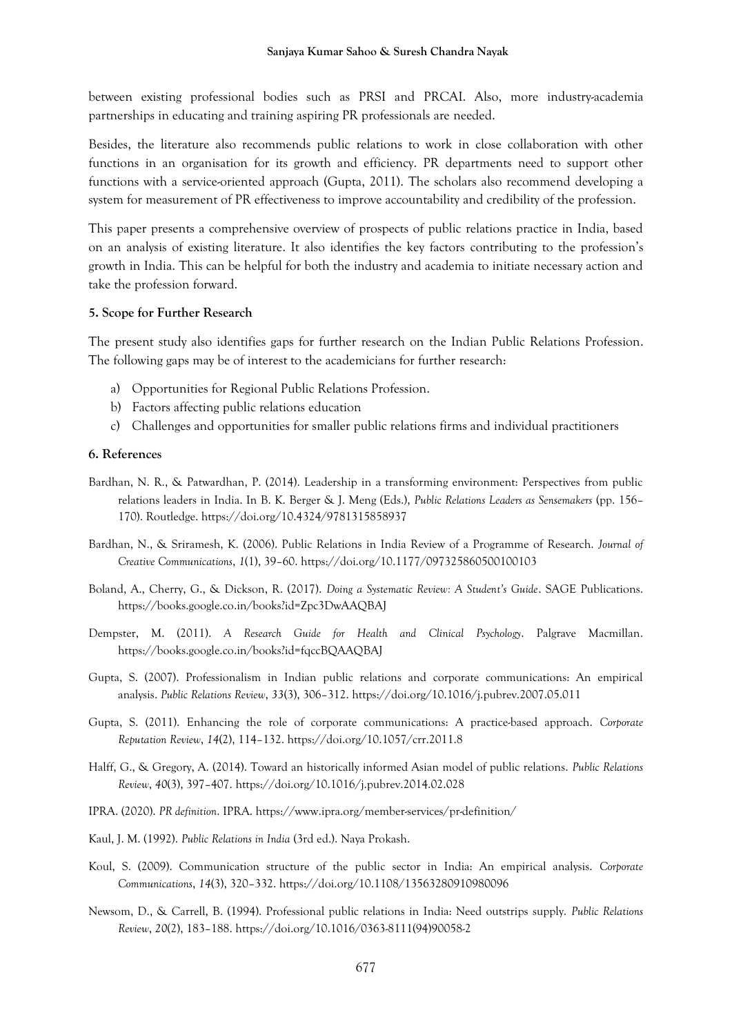between existing professional bodies such as PRSI and PRCAI. Also, more industry-academia partnerships in educating and training aspiring PR professionals are needed.

Besides, the literature also recommends public relations to work in close collaboration with other functions in an organisation for its growth and efficiency. PR departments need to support other functions with a service-oriented approach (Gupta, 2011). The scholars also recommend developing a system for measurement of PR effectiveness to improve accountability and credibility of the profession.

This paper presents a comprehensive overview of prospects of public relations practice in India, based on an analysis of existing literature. It also identifies the key factors contributing to the profession's growth in India. This can be helpful for both the industry and academia to initiate necessary action and take the profession forward.

## 5. Scope for Further Research

The present study also identifies gaps for further research on the Indian Public Relations Profession. The following gaps may be of interest to the academicians for further research:

a) Opportunities for Regional Public Relations Profession.
b) Factors affecting public relations education
c) Challenges and opportunities for smaller public relations firms and individual practitioners

## 6. References

Bardhan, N. R., & Patwardhan, P. (2014). Leadership in a transforming environment: Perspectives from public relations leaders in India. In B. K. Berger & J. Meng (Eds.), *Public Relations Leaders as Sensemakers* (pp. 156–170). Routledge. https://doi.org/10.4324/9781315858937

Bardhan, N., & Sriramesh, K. (2006). Public Relations in India Review of a Programme of Research. *Journal of Creative Communications*, *1*(1), 39–60. https://doi.org/10.1177/097325860500100103

Boland, A., Cherry, G., & Dickson, R. (2017). *Doing a Systematic Review: A Student's Guide*. SAGE Publications. https://books.google.co.in/books?id=Zpc3DwAAQBAJ

Dempster, M. (2011). *A Research Guide for Health and Clinical Psychology*. Palgrave Macmillan. https://books.google.co.in/books?id=fqccBQAAQBAJ

Gupta, S. (2007). Professionalism in Indian public relations and corporate communications: An empirical analysis. *Public Relations Review*, *33*(3), 306–312. https://doi.org/10.1016/j.pubrev.2007.05.011

Gupta, S. (2011). Enhancing the role of corporate communications: A practice-based approach. *Corporate Reputation Review*, *14*(2), 114–132. https://doi.org/10.1057/crr.2011.8

Halff, G., & Gregory, A. (2014). Toward an historically informed Asian model of public relations. *Public Relations Review*, *40*(3), 397–407. https://doi.org/10.1016/j.pubrev.2014.02.028

IPRA. (2020). *PR definition*. IPRA. https://www.ipra.org/member-services/pr-definition/

Kaul, J. M. (1992). *Public Relations in India* (3rd ed.). Naya Prokash.

Koul, S. (2009). Communication structure of the public sector in India: An empirical analysis. *Corporate Communications*, *14*(3), 320–332. https://doi.org/10.1108/13563280910980096

Newsom, D., & Carrell, B. (1994). Professional public relations in India: Need outstrips supply. *Public Relations Review*, *20*(2), 183–188. https://doi.org/10.1016/0363-8111(94)90058-2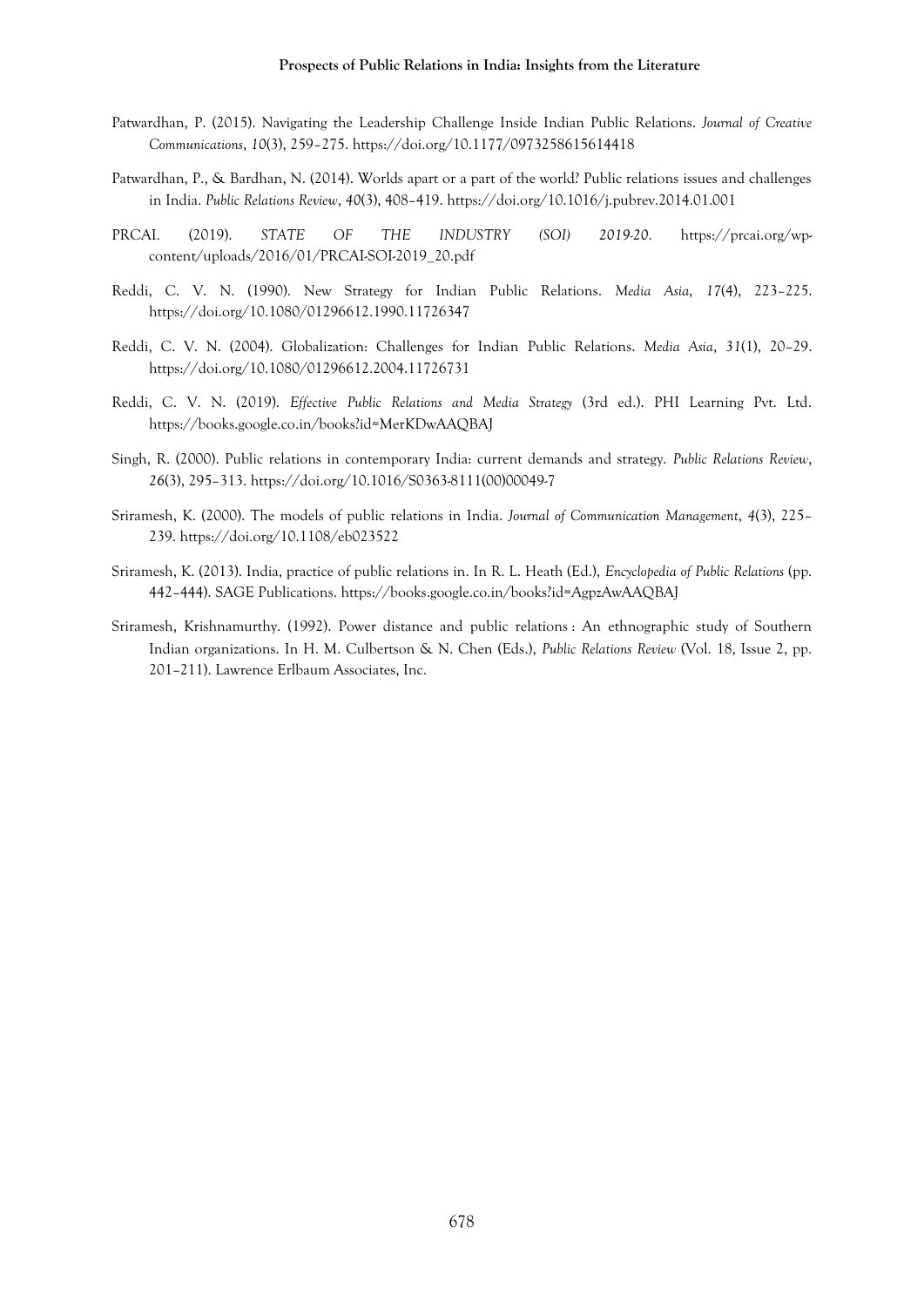Patwardhan, P. (2015). Navigating the Leadership Challenge Inside Indian Public Relations. *Journal of Creative Communications*, *10*(3), 259–275. https://doi.org/10.1177/0973258615614418

Patwardhan, P., & Bardhan, N. (2014). Worlds apart or a part of the world? Public relations issues and challenges in India. *Public Relations Review*, *40*(3), 408–419. https://doi.org/10.1016/j.pubrev.2014.01.001

PRCAI. (2019). *STATE OF THE INDUSTRY (SOI) 2019-20*. https://prcai.org/wp-content/uploads/2016/01/PRCAI-SOI-2019_20.pdf

Reddi, C. V. N. (1990). New Strategy for Indian Public Relations. *Media Asia*, *17*(4), 223–225. https://doi.org/10.1080/01296612.1990.11726347

Reddi, C. V. N. (2004). Globalization: Challenges for Indian Public Relations. *Media Asia*, *31*(1), 20–29. https://doi.org/10.1080/01296612.2004.11726731

Reddi, C. V. N. (2019). *Effective Public Relations and Media Strategy* (3rd ed.). PHI Learning Pvt. Ltd. https://books.google.co.in/books?id=MerKDwAAQBAJ

Singh, R. (2000). Public relations in contemporary India: current demands and strategy. *Public Relations Review*, *26*(3), 295–313. https://doi.org/10.1016/S0363-8111(00)00049-7

Sriramesh, K. (2000). The models of public relations in India. *Journal of Communication Management*, *4*(3), 225–239. https://doi.org/10.1108/eb023522

Sriramesh, K. (2013). India, practice of public relations in. In R. L. Heath (Ed.), *Encyclopedia of Public Relations* (pp. 442–444). SAGE Publications. https://books.google.co.in/books?id=AgpzAwAAQBAJ

Sriramesh, Krishnamurthy. (1992). Power distance and public relations : An ethnographic study of Southern Indian organizations. In H. M. Culbertson & N. Chen (Eds.), *Public Relations Review* (Vol. 18, Issue 2, pp. 201–211). Lawrence Erlbaum Associates, Inc.